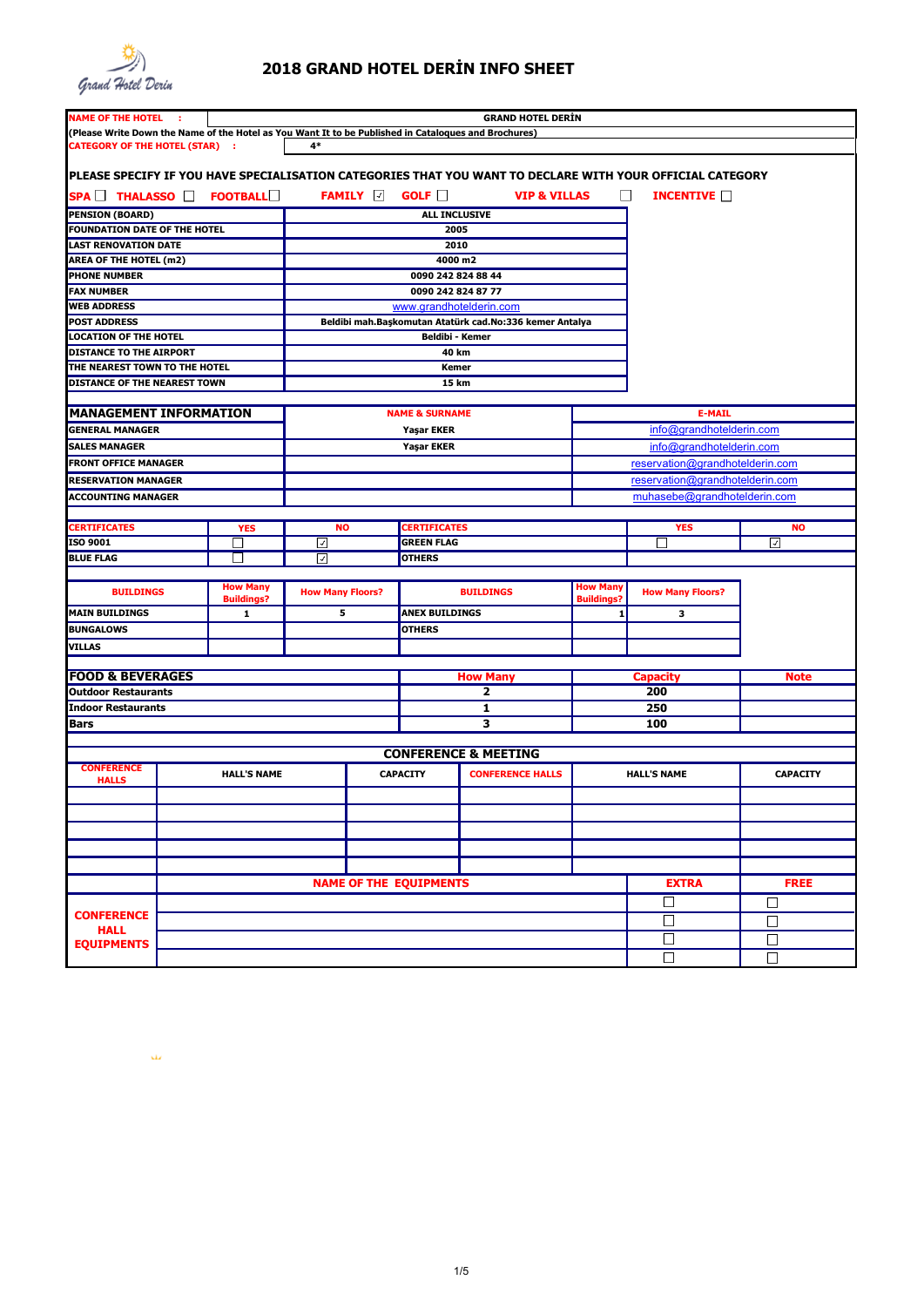# 2018 GRAND HOTEL DERİN INFO SHEET

| NAME OF THE HOTEL : | GRAND HOTEL DERİN |
|---|---|
| (Please Write Down the Name of the Hotel as You Want It to be Published in Cataloques and Brochures) | |
| CATEGORY OF THE HOTEL (STAR) : | 4* |

**PLEASE SPECIFY IF YOU HAVE SPECIALISATION CATEGORIES THAT YOU WANT TO DECLARE WITH YOUR OFFICIAL CATEGORY**

SPA ☐ THALASSO ☐ FOOTBALL ☐ FAMILY ☑ GOLF ☐ VIP & VILLAS ☐ INCENTIVE ☐

| | |
|---|---|
| PENSION (BOARD) | ALL INCLUSIVE |
| FOUNDATION DATE OF THE HOTEL | 2005 |
| LAST RENOVATION DATE | 2010 |
| AREA OF THE HOTEL (m2) | 4000 m2 |
| PHONE NUMBER | 0090 242 824 88 44 |
| FAX NUMBER | 0090 242 824 87 77 |
| WEB ADDRESS | www.grandhotelderin.com |
| POST ADDRESS | Beldibi mah.Başkomutan Atatürk cad.No:336 kemer Antalya |
| LOCATION OF THE HOTEL | Beldibi - Kemer |
| DISTANCE TO THE AIRPORT | 40 km |
| THE NEAREST TOWN TO THE HOTEL | Kemer |
| DISTANCE OF THE NEAREST TOWN | 15 km |

| MANAGEMENT INFORMATION | NAME & SURNAME | E-MAIL |
|---|---|---|
| GENERAL MANAGER | Yaşar EKER | info@grandhotelderin.com |
| SALES MANAGER | Yaşar EKER | info@grandhotelderin.com |
| FRONT OFFICE MANAGER | | reservation@grandhotelderin.com |
| RESERVATION MANAGER | | reservation@grandhotelderin.com |
| ACCOUNTING MANAGER | | muhasebe@grandhotelderin.com |

| CERTIFICATES | YES | NO | CERTIFICATES | YES | NO |
|---|---|---|---|---|---|
| ISO 9001 | ☐ | ☑ | GREEN FLAG | ☐ | ☑ |
| BLUE FLAG | ☐ | ☑ | OTHERS | | |

| BUILDINGS | How Many Buildings? | How Many Floors? | BUILDINGS | How Many Buildings? | How Many Floors? |
|---|---|---|---|---|---|
| MAIN BUILDINGS | 1 | 5 | ANEX BUILDINGS | 1 | 3 |
| BUNGALOWS | | | OTHERS | | |
| VILLAS | | | | | |

| FOOD & BEVERAGES | How Many | Capacity | Note |
|---|---|---|---|
| Outdoor Restaurants | 2 | 200 | |
| Indoor Restaurants | 1 | 250 | |
| Bars | 3 | 100 | |

## CONFERENCE & MEETING

| CONFERENCE HALLS | HALL'S NAME | CAPACITY | CONFERENCE HALLS | HALL'S NAME | CAPACITY |
|---|---|---|---|---|---|
| | | | | | |
| | | | | | |
| | | | | | |
| | | | | | |
| | | | | | |

| | NAME OF THE EQUIPMENTS | EXTRA | FREE |
|---|---|---|---|
| CONFERENCE HALL EQUIPMENTS | | ☐ | ☐ |
| | | ☐ | ☐ |
| | | ☐ | ☐ |
| | | ☐ | ☐ |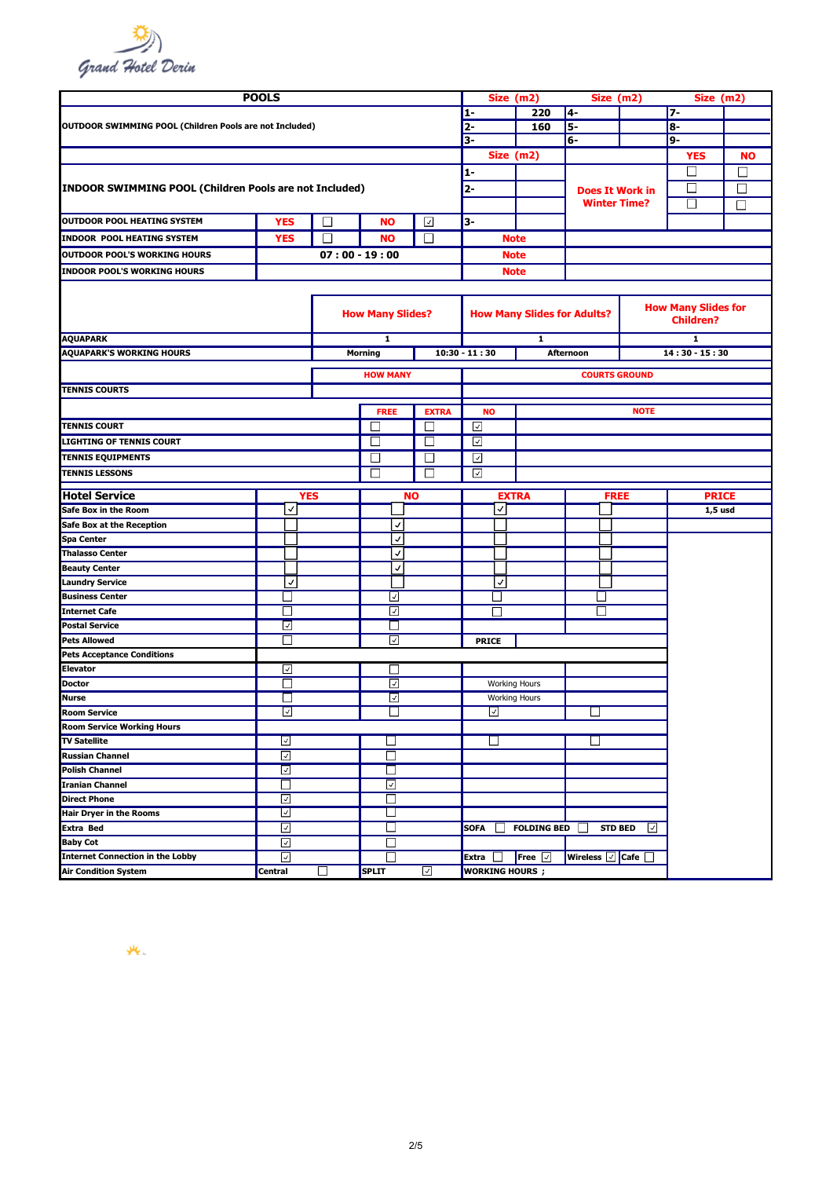Grand Hotel Derin

| POOLS | | | | | Size (m2) | | Size (m2) | | Size (m2) | |
|---|---|---|---|---|---|---|---|---|---|---|
| OUTDOOR SWIMMING POOL (Children Pools are not Included) | | | | | 1- | 220 | 4- | | 7- | |
| | | | | | 2- | 160 | 5- | | 8- | |
| | | | | | 3- | | 6- | | 9- | |
| | | | | | Size (m2) | | | | YES | NO |
| INDOOR SWIMMING POOL (Children Pools are not Included) | | | | | 1- | | Does It Work in Winter Time? | | ☐ | ☐ |
| | | | | | 2- | | | | ☐ | ☐ |
| | | | | | | | | | ☐ | ☐ |
| OUTDOOR POOL HEATING SYSTEM | YES | ☐ | NO | ☑ | 3- | | | | | |
| INDOOR POOL HEATING SYSTEM | YES | ☐ | NO | ☐ | Note | | | | | |
| OUTDOOR POOL'S WORKING HOURS | 07 : 00 - 19 : 00 | | | | Note | | | | | |
| INDOOR POOL'S WORKING HOURS | | | | | Note | | | | | |

| | How Many Slides? | | How Many Slides for Adults? | | How Many Slides for Children? | |
|---|---|---|---|---|---|---|
| AQUAPARK | 1 | | 1 | | 1 | |
| AQUAPARK'S WORKING HOURS | Morning | 10:30 - 11 : 30 | Afternoon | | 14 : 30 - 15 : 30 | |

| | HOW MANY | COURTS GROUND |
|---|---|---|
| TENNIS COURTS | | |

| | FREE | EXTRA | NO | NOTE |
|---|---|---|---|---|
| TENNIS COURT | ☐ | ☐ | ☑ | |
| LIGHTING OF TENNIS COURT | ☐ | ☐ | ☑ | |
| TENNIS EQUIPMENTS | ☐ | ☐ | ☑ | |
| TENNIS LESSONS | ☐ | ☐ | ☑ | |

| Hotel Service | YES | NO | EXTRA | FREE | PRICE |
|---|---|---|---|---|---|
| Safe Box in the Room | ☑ | ☐ | ☑ | ☐ | 1,5 usd |
| Safe Box at the Reception | ☐ | ☑ | ☐ | ☐ | |
| Spa Center | ☐ | ☑ | ☐ | ☐ | |
| Thalasso Center | ☐ | ☑ | ☐ | ☐ | |
| Beauty Center | ☐ | ☑ | ☐ | ☐ | |
| Laundry Service | ☑ | ☐ | ☑ | ☐ | |
| Business Center | ☐ | ☑ | ☐ | ☐ | |
| Internet Cafe | ☐ | ☑ | ☐ | ☐ | |
| Postal Service | ☑ | ☐ | | | |
| Pets Allowed | ☐ | ☑ | PRICE | | |
| Pets Acceptance Conditions | | | | | |
| Elevator | ☑ | ☐ | | | |
| Doctor | ☐ | ☑ | Working Hours | | |
| Nurse | ☐ | ☑ | Working Hours | | |
| Room Service | ☑ | ☐ | ☑ | ☐ | |
| Room Service Working Hours | | | | | |
| TV Satellite | ☑ | ☐ | ☐ | ☐ | |
| Russian Channel | ☑ | ☐ | | | |
| Polish Channel | ☑ | ☐ | | | |
| Iranian Channel | ☐ | ☑ | | | |
| Direct Phone | ☑ | ☐ | | | |
| Hair Dryer in the Rooms | ☑ | ☐ | | | |
| Extra Bed | ☑ | ☐ | SOFA ☐ FOLDING BED ☐ | STD BED ☑ | |
| Baby Cot | ☑ | ☐ | | | |
| Internet Connection in the Lobby | ☑ | ☐ | Extra ☐ Free ☑ | Wireless ☑ Cafe ☐ | |
| Air Condition System | Central ☐ | SPLIT ☑ | WORKING HOURS ; | | |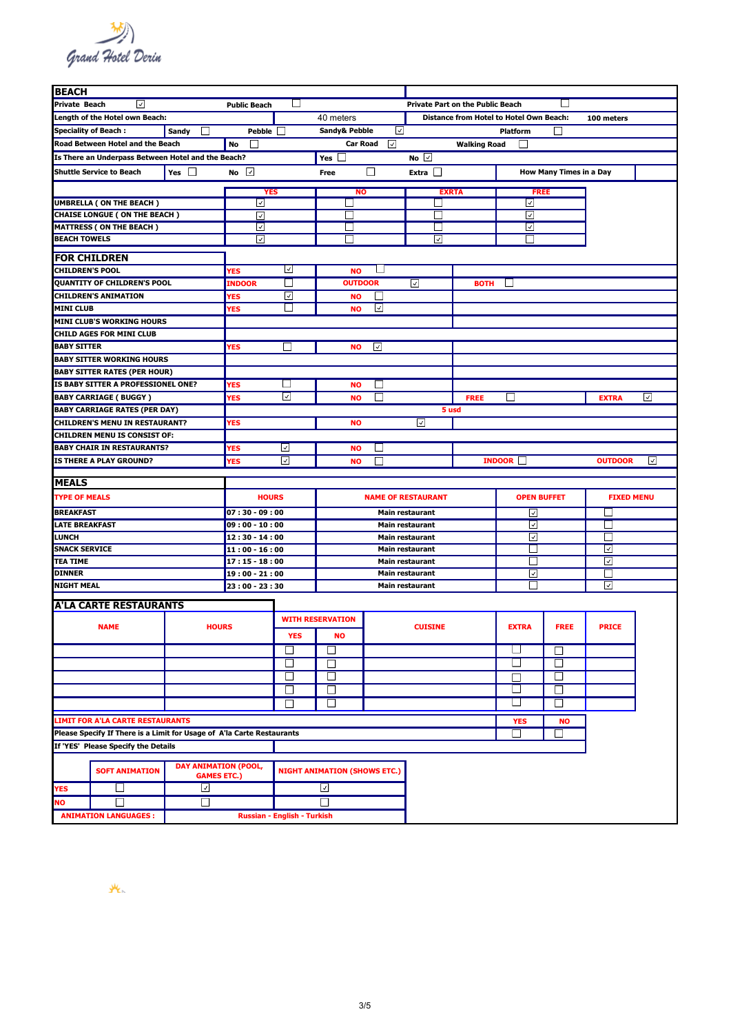Grand Hotel Derin

## BEACH

| | | | | | | |
|---|---|---|---|---|---|---|
| Private Beach | ☑ | Public Beach | ☐ | Private Part on the Public Beach | ☐ | |
| Length of the Hotel own Beach: | | | 40 meters | Distance from Hotel to Hotel Own Beach: | | 100 meters |
| Speciality of Beach : | Sandy ☐ | Pebble ☐ | Sandy& Pebble ☑ | Platform ☐ | | |
| Road Between Hotel and the Beach | | No ☐ | Car Road ☑ | Walking Road ☐ | | |
| Is There an Underpass Between Hotel and the Beach? | | | Yes ☐ | No ☑ | | |
| Shuttle Service to Beach | Yes ☐ | No ☑ | Free ☐ | Extra ☐ | How Many Times in a Day | |

| | YES | NO | EXRTA | FREE |
|---|---|---|---|---|
| UMBRELLA ( ON THE BEACH ) | ☑ | ☐ | ☐ | ☑ |
| CHAISE LONGUE ( ON THE BEACH ) | ☑ | ☐ | ☐ | ☑ |
| MATTRESS ( ON THE BEACH ) | ☑ | ☐ | ☐ | ☑ |
| BEACH TOWELS | ☑ | ☐ | ☑ | ☐ |

## FOR CHILDREN

| | | | | |
|---|---|---|---|---|
| CHILDREN'S POOL | YES ☑ | NO ☐ | | |
| QUANTITY OF CHILDREN'S POOL | INDOOR ☐ | OUTDOOR ☑ | BOTH ☐ | |
| CHILDREN'S ANIMATION | YES ☑ | NO ☐ | | |
| MINI CLUB | YES ☐ | NO ☑ | | |
| MINI CLUB'S WORKING HOURS | | | | |
| CHILD AGES FOR MINI CLUB | | | | |
| BABY SITTER | YES ☐ | NO ☑ | | |
| BABY SITTER WORKING HOURS | | | | |
| BABY SITTER RATES (PER HOUR) | | | | |
| IS BABY SITTER A PROFESSIONEL ONE? | YES ☐ | NO ☐ | | |
| BABY CARRIAGE ( BUGGY ) | YES ☑ | NO ☐ | FREE ☐ | EXTRA ☑ |
| BABY CARRIAGE RATES (PER DAY) | 5 usd | | | |
| CHILDREN'S MENU IN RESTAURANT? | YES | NO ☑ | | |
| CHILDREN MENU IS CONSIST OF: | | | | |
| BABY CHAIR IN RESTAURANTS? | YES ☑ | NO ☐ | | |
| IS THERE A PLAY GROUND? | YES ☑ | NO ☐ | INDOOR ☐ | OUTDOOR ☑ |

## MEALS

| TYPE OF MEALS | HOURS | NAME OF RESTAURANT | OPEN BUFFET | FIXED MENU |
|---|---|---|---|---|
| BREAKFAST | 07 : 30 - 09 : 00 | Main restaurant | ☑ | ☐ |
| LATE BREAKFAST | 09 : 00 - 10 : 00 | Main restaurant | ☑ | ☐ |
| LUNCH | 12 : 30 - 14 : 00 | Main restaurant | ☑ | ☐ |
| SNACK SERVICE | 11 : 00 - 16 : 00 | Main restaurant | ☐ | ☑ |
| TEA TIME | 17 : 15 - 18 : 00 | Main restaurant | ☐ | ☑ |
| DINNER | 19 : 00 - 21 : 00 | Main restaurant | ☑ | ☐ |
| NIGHT MEAL | 23 : 00 - 23 : 30 | Main restaurant | ☐ | ☑ |

## A'LA CARTE RESTAURANTS

| NAME | HOURS | WITH RESERVATION | | CUISINE | EXTRA | FREE | PRICE |
|---|---|---|---|---|---|---|---|
| | | YES | NO | | | | |
| | | ☐ | ☐ | | ☐ | ☐ | |
| | | ☐ | ☐ | | ☐ | ☐ | |
| | | ☐ | ☐ | | ☐ | ☐ | |
| | | ☐ | ☐ | | ☐ | ☐ | |
| | | ☐ | ☐ | | ☐ | ☐ | |

| LIMIT FOR A'LA CARTE RESTAURANTS | YES | NO |
|---|---|---|
| Please Specify If There is a Limit for Usage of A'la Carte Restaurants | ☐ | ☐ |
| If 'YES' Please Specify the Details | | |

| | SOFT ANIMATION | DAY ANIMATION (POOL, GAMES ETC.) | NIGHT ANIMATION (SHOWS ETC.) |
|---|---|---|---|
| YES | ☐ | ☑ | ☑ |
| NO | ☐ | ☐ | ☐ |
| ANIMATION LANGUAGES : | Russian - English - Turkish | | |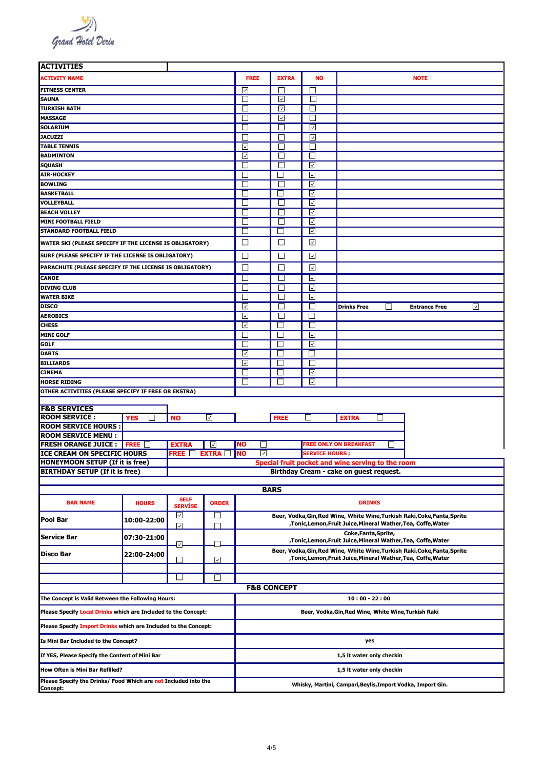Grand Hotel Derin

## ACTIVITIES

| ACTIVITY NAME | FREE | EXTRA | NO | NOTE |
|---|---|---|---|---|
| FITNESS CENTER | ☑ | ☐ | ☐ | |
| SAUNA | ☐ | ☑ | ☐ | |
| TURKISH BATH | ☐ | ☑ | ☐ | |
| MASSAGE | ☐ | ☑ | ☐ | |
| SOLARIUM | ☐ | ☐ | ☑ | |
| JACUZZI | ☐ | ☐ | ☑ | |
| TABLE TENNIS | ☑ | ☐ | ☐ | |
| BADMINTON | ☑ | ☐ | ☐ | |
| SQUASH | ☐ | ☐ | ☑ | |
| AIR-HOCKEY | ☐ | ☐ | ☑ | |
| BOWLING | ☐ | ☐ | ☑ | |
| BASKETBALL | ☐ | ☐ | ☑ | |
| VOLLEYBALL | ☐ | ☐ | ☑ | |
| BEACH VOLLEY | ☐ | ☐ | ☑ | |
| MINI FOOTBALL FIELD | ☐ | ☐ | ☑ | |
| STANDARD FOOTBALL FIELD | ☐ | ☐ | ☑ | |
| WATER SKI (PLEASE SPECIFY IF THE LICENSE IS OBLIGATORY) | ☐ | ☐ | ☑ | |
| SURF (PLEASE SPECIFY IF THE LICENSE IS OBLIGATORY) | ☐ | ☐ | ☑ | |
| PARACHUTE (PLEASE SPECIFY IF THE LICENSE IS OBLIGATORY) | ☐ | ☐ | ☑ | |
| CANOE | ☐ | ☐ | ☑ | |
| DIVING CLUB | ☐ | ☐ | ☑ | |
| WATER BIKE | ☐ | ☐ | ☑ | |
| DISCO | ☑ | ☐ | ☐ | Drinks Free ☐ Entrance Free ☑ |
| AEROBICS | ☑ | ☐ | ☐ | |
| CHESS | ☑ | ☐ | ☐ | |
| MINI GOLF | ☐ | ☐ | ☑ | |
| GOLF | ☐ | ☐ | ☑ | |
| DARTS | ☑ | ☐ | ☐ | |
| BILLIARDS | ☑ | ☐ | ☐ | |
| CINEMA | ☐ | ☐ | ☑ | |
| HORSE RIDING | ☐ | ☐ | ☑ | |
| OTHER ACTIVITIES (PLEASE SPECIFY IF FREE OR EKSTRA) | | | | |

## F&B SERVICES

| | | | | |
|---|---|---|---|---|
| ROOM SERVICE : | YES ☐ | NO ☑ | FREE ☐ | EXTRA ☐ |
| ROOM SERVICE HOURS : | | | | |
| ROOM SERVICE MENU : | | | | |
| FRESH ORANGE JUICE : | FREE ☐ | EXTRA ☑ | NO ☐ | FREE ONLY ON BREAKFAST ☐ |
| ICE CREAM ON SPECIFIC HOURS | FREE ☐ EXTRA ☐ | NO ☑ | | SERVICE HOURS ; |
| HONEYMOON SETUP (If it is free) | Special fruit pocket and wine serving to the room | | | |
| BIRTHDAY SETUP (If it is free) | Birthday Cream - cake on guest request. | | | |

## BARS

| BAR NAME | HOURS | SELF SERVİSE | ORDER | DRINKS |
|---|---|---|---|---|
| Pool Bar | 10:00-22:00 | ☑ ☑ | ☐ ☐ | Beer, Vodka,Gin,Red Wine, White Wine,Turkish Raki,Coke,Fanta,Sprite ,Tonic,Lemon,Fruit Juice,Mineral Wather,Tea, Coffe,Water |
| Service Bar | 07:30-21:00 | ☑ | ☐ | Coke,Fanta,Sprite, ,Tonic,Lemon,Fruit Juice,Mineral Wather,Tea, Coffe,Water |
| Disco Bar | 22:00-24:00 | ☐ | ☑ | Beer, Vodka,Gin,Red Wine, White Wine,Turkish Raki,Coke,Fanta,Sprite ,Tonic,Lemon,Fruit Juice,Mineral Wather,Tea, Coffe,Water |
| | | | | |
| | | ☐ | ☐ | |

## F&B CONCEPT

| | |
|---|---|
| The Concept is Valid Between the Following Hours: | 10 : 00 - 22 : 00 |
| Please Specify Local Drinks which are Included to the Concept: | Beer, Vodka,Gin,Red Wine, White Wine,Turkish Raki |
| Please Specify Import Drinks which are Included to the Concept: | |
| Is Mini Bar Included to the Concept? | yes |
| If YES, Please Specify the Content of Mini Bar | 1,5 lt water only checkin |
| How Often is Mini Bar Refilled? | 1,5 lt water only checkin |
| Please Specify the Drinks/ Food Which are not Included into the Concept: | Whisky, Martini, Campari,Beylis,Import Vodka, Import Gin. |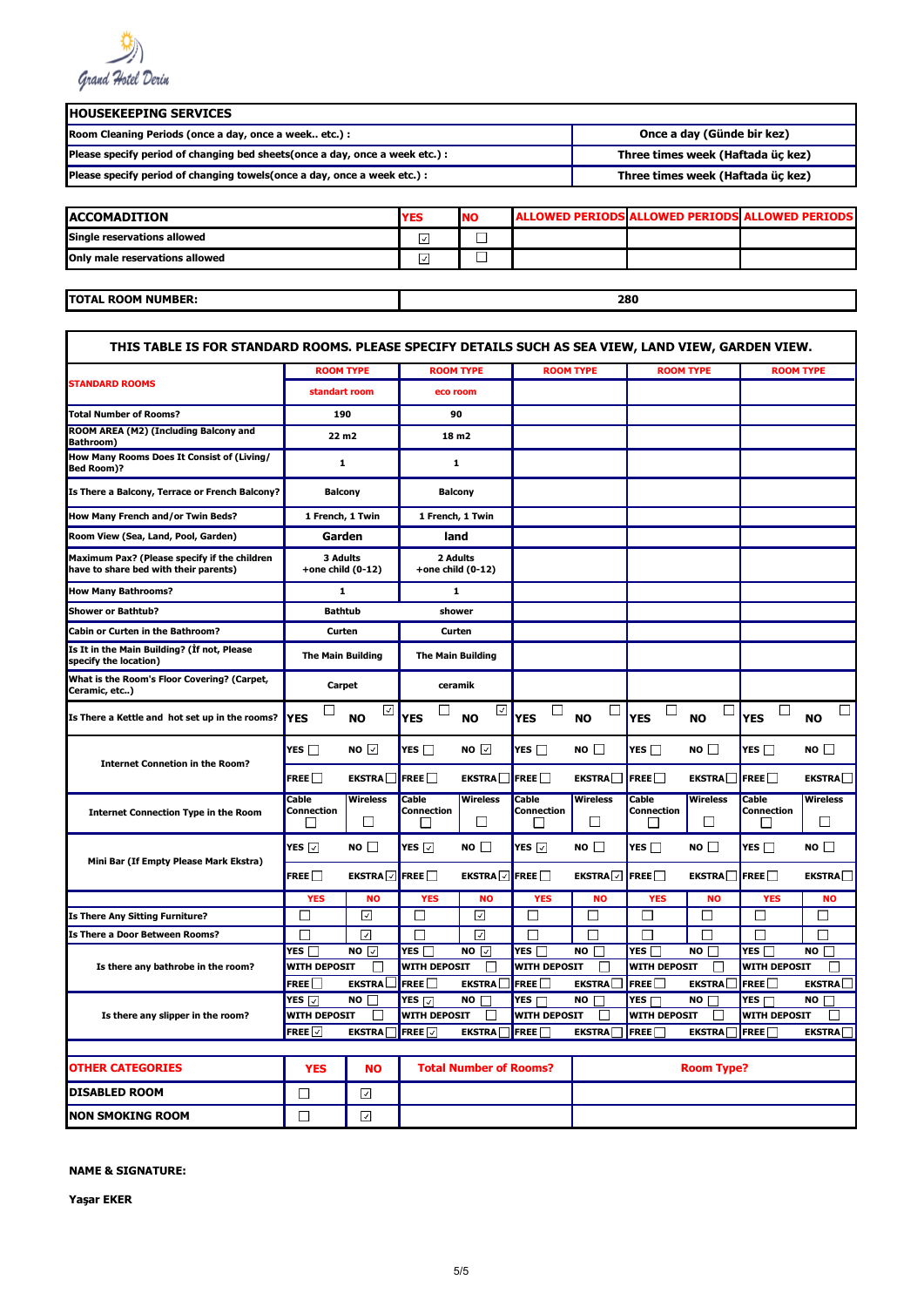Grand Hotel Derin

| HOUSEKEEPING SERVICES | |
|---|---|
| Room Cleaning Periods (once a day, once a week.. etc.) : | Once a day (Günde bir kez) |
| Please specify period of changing bed sheets(once a day, once a week etc.) : | Three times week (Haftada üç kez) |
| Please specify period of changing towels(once a day, once a week etc.) : | Three times week (Haftada üç kez) |

| ACCOMADITION | YES | NO | ALLOWED PERIODS | ALLOWED PERIODS | ALLOWED PERIODS |
|---|---|---|---|---|---|
| Single reservations allowed | ☑ | ☐ | | | |
| Only male reservations allowed | ☑ | ☐ | | | |

| TOTAL ROOM NUMBER: | 280 |
|---|---|

**THIS TABLE IS FOR STANDARD ROOMS. PLEASE SPECIFY DETAILS SUCH AS SEA VIEW, LAND VIEW, GARDEN VIEW.**

| STANDARD ROOMS | ROOM TYPE | | ROOM TYPE | | ROOM TYPE | | ROOM TYPE | | ROOM TYPE | |
|---|---|---|---|---|---|---|---|---|---|---|
| | standart room | | eco room | | | | | | | |
| Total Number of Rooms? | 190 | | 90 | | | | | | | |
| ROOM AREA (M2) (Including Balcony and Bathroom) | 22 m2 | | 18 m2 | | | | | | | |
| How Many Rooms Does It Consist of (Living/ Bed Room)? | 1 | | 1 | | | | | | | |
| Is There a Balcony, Terrace or French Balcony? | Balcony | | Balcony | | | | | | | |
| How Many French and/or Twin Beds? | 1 French, 1 Twin | | 1 French, 1 Twin | | | | | | | |
| Room View (Sea, Land, Pool, Garden) | Garden | | land | | | | | | | |
| Maximum Pax? (Please specify if the children have to share bed with their parents) | 3 Adults +one child (0-12) | | 2 Adults +one child (0-12) | | | | | | | |
| How Many Bathrooms? | 1 | | 1 | | | | | | | |
| Shower or Bathtub? | Bathtub | | shower | | | | | | | |
| Cabin or Curten in the Bathroom? | Curten | | Curten | | | | | | | |
| Is It in the Main Building? (İf not, Please specify the location) | The Main Building | | The Main Building | | | | | | | |
| What is the Room's Floor Covering? (Carpet, Ceramic, etc..) | Carpet | | ceramik | | | | | | | |
| Is There a Kettle and hot set up in the rooms? | YES ☐ | NO ☑ | YES ☐ | NO ☑ | YES ☐ | NO ☐ | YES ☐ | NO ☐ | YES ☐ | NO ☐ |
| Internet Connection in the Room? | YES ☐ | NO ☑ | YES ☐ | NO ☑ | YES ☐ | NO ☐ | YES ☐ | NO ☐ | YES ☐ | NO ☐ |
| | FREE ☐ | EKSTRA ☐ | FREE ☐ | EKSTRA ☐ | FREE ☐ | EKSTRA ☐ | FREE ☐ | EKSTRA ☐ | FREE ☐ | EKSTRA ☐ |
| Internet Connection Type in the Room | Cable Connection ☐ | Wireless ☐ | Cable Connection ☐ | Wireless ☐ | Cable Connection ☐ | Wireless ☐ | Cable Connection ☐ | Wireless ☐ | Cable Connection ☐ | Wireless ☐ |
| Mini Bar (If Empty Please Mark Ekstra) | YES ☑ | NO ☐ | YES ☑ | NO ☐ | YES ☑ | NO ☐ | YES ☐ | NO ☐ | YES ☐ | NO ☐ |
| | FREE ☐ | EKSTRA ☑ | FREE ☐ | EKSTRA ☑ | FREE ☐ | EKSTRA ☑ | FREE ☐ | EKSTRA ☐ | FREE ☐ | EKSTRA ☐ |
| | YES | NO | YES | NO | YES | NO | YES | NO | YES | NO |
| Is There Any Sitting Furniture? | ☐ | ☑ | ☐ | ☑ | ☐ | ☐ | ☐ | ☐ | ☐ | ☐ |
| Is There a Door Between Rooms? | ☐ | ☑ | ☐ | ☑ | ☐ | ☐ | ☐ | ☐ | ☐ | ☐ |
| Is there any bathrobe in the room? | YES ☐ | NO ☑ | YES ☐ | NO ☑ | YES ☐ | NO ☐ | YES ☐ | NO ☐ | YES ☐ | NO ☐ |
| | WITH DEPOSIT | ☐ | WITH DEPOSIT | ☐ | WITH DEPOSIT | ☐ | WITH DEPOSIT | ☐ | WITH DEPOSIT | ☐ |
| | FREE ☐ | EKSTRA ☐ | FREE ☐ | EKSTRA ☐ | FREE ☐ | EKSTRA ☐ | FREE ☐ | EKSTRA ☐ | FREE ☐ | EKSTRA ☐ |
| Is there any slipper in the room? | YES ☑ | NO ☐ | YES ☑ | NO ☐ | YES ☐ | NO ☐ | YES ☐ | NO ☐ | YES ☐ | NO ☐ |
| | WITH DEPOSIT | ☐ | WITH DEPOSIT | ☐ | WITH DEPOSIT | ☐ | WITH DEPOSIT | ☐ | WITH DEPOSIT | ☐ |
| | FREE ☑ | EKSTRA ☐ | FREE ☑ | EKSTRA ☐ | FREE ☐ | EKSTRA ☐ | FREE ☐ | EKSTRA ☐ | FREE ☐ | EKSTRA ☐ |

| OTHER CATEGORIES | YES | NO | Total Number of Rooms? | Room Type? |
|---|---|---|---|---|
| DISABLED ROOM | ☐ | ☑ | | |
| NON SMOKING ROOM | ☐ | ☑ | | |

**NAME & SIGNATURE:**

**Yaşar EKER**